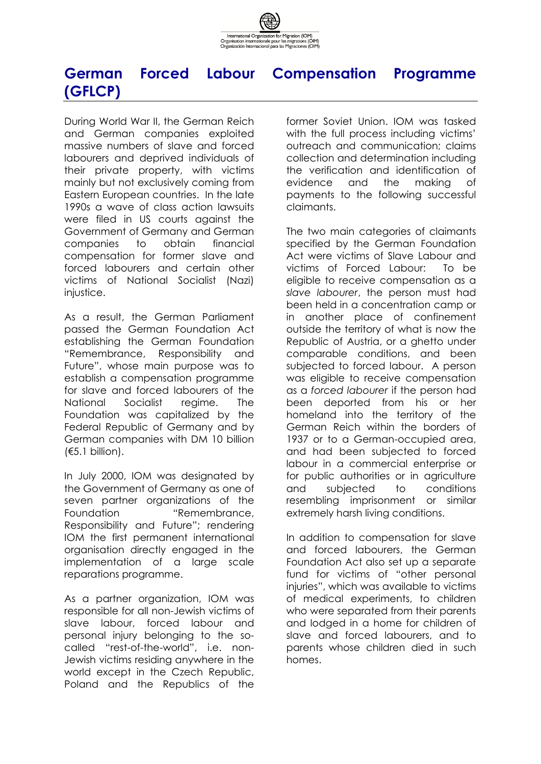# German Forced Labour Compensation Programme (GFLCP)

During World War II, the German Reich and German companies exploited massive numbers of slave and forced labourers and deprived individuals of their private property, with victims mainly but not exclusively coming from Eastern European countries. In the late 1990s a wave of class action lawsuits were filed in US courts against the Government of Germany and German companies to obtain financial compensation for former slave and forced labourers and certain other victims of National Socialist (Nazi) injustice.

As a result, the German Parliament passed the German Foundation Act establishing the German Foundation "Remembrance, Responsibility and Future", whose main purpose was to establish a compensation programme for slave and forced labourers of the National Socialist regime. The Foundation was capitalized by the Federal Republic of Germany and by German companies with DM 10 billion (€5.1 billion).

In July 2000, IOM was designated by the Government of Germany as one of seven partner organizations of the Foundation "Remembrance, Responsibility and Future"; rendering IOM the first permanent international organisation directly engaged in the implementation of a large scale reparations programme.

As a partner organization, IOM was responsible for all non-Jewish victims of slave labour, forced labour and personal injury belonging to the so-called "rest-of-the-world", i.e. non-Jewish victims residing anywhere in the world except in the Czech Republic, Poland and the Republics of the former Soviet Union. IOM was tasked with the full process including victims' outreach and communication; claims collection and determination including the verification and identification of evidence and the making of payments to the following successful claimants.

The two main categories of claimants specified by the German Foundation Act were victims of Slave Labour and victims of Forced Labour: To be eligible to receive compensation as a *slave labourer*, the person must had been held in a concentration camp or in another place of confinement outside the territory of what is now the Republic of Austria, or a ghetto under comparable conditions, and been subjected to forced labour. A person was eligible to receive compensation as a *forced labourer* if the person had been deported from his or her homeland into the territory of the German Reich within the borders of 1937 or to a German-occupied area, and had been subjected to forced labour in a commercial enterprise or for public authorities or in agriculture and subjected to conditions resembling imprisonment or similar extremely harsh living conditions.

In addition to compensation for slave and forced labourers, the German Foundation Act also set up a separate fund for victims of "other personal injuries", which was available to victims of medical experiments, to children who were separated from their parents and lodged in a home for children of slave and forced labourers, and to parents whose children died in such homes.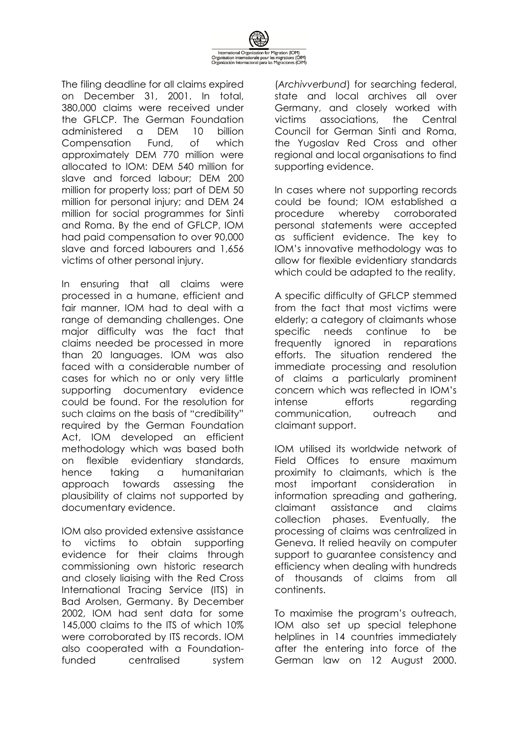The filing deadline for all claims expired on December 31, 2001. In total, 380,000 claims were received under the GFLCP. The German Foundation administered a DEM 10 billion Compensation Fund, of which approximately DEM 770 million were allocated to IOM: DEM 540 million for slave and forced labour; DEM 200 million for property loss; part of DEM 50 million for personal injury; and DEM 24 million for social programmes for Sinti and Roma. By the end of GFLCP, IOM had paid compensation to over 90,000 slave and forced labourers and 1,656 victims of other personal injury.

In ensuring that all claims were processed in a humane, efficient and fair manner, IOM had to deal with a range of demanding challenges. One major difficulty was the fact that claims needed be processed in more than 20 languages. IOM was also faced with a considerable number of cases for which no or only very little supporting documentary evidence could be found. For the resolution for such claims on the basis of "credibility" required by the German Foundation Act, IOM developed an efficient methodology which was based both on flexible evidentiary standards, hence taking a humanitarian approach towards assessing the plausibility of claims not supported by documentary evidence.

IOM also provided extensive assistance to victims to obtain supporting evidence for their claims through commissioning own historic research and closely liaising with the Red Cross International Tracing Service (ITS) in Bad Arolsen, Germany. By December 2002, IOM had sent data for some 145,000 claims to the ITS of which 10% were corroborated by ITS records. IOM also cooperated with a Foundation-funded centralised system (*Archivverbund*) for searching federal, state and local archives all over Germany, and closely worked with victims associations, the Central Council for German Sinti and Roma, the Yugoslav Red Cross and other regional and local organisations to find supporting evidence.

In cases where not supporting records could be found; IOM established a procedure whereby corroborated personal statements were accepted as sufficient evidence. The key to IOM's innovative methodology was to allow for flexible evidentiary standards which could be adapted to the reality.

A specific difficulty of GFLCP stemmed from the fact that most victims were elderly; a category of claimants whose specific needs continue to be frequently ignored in reparations efforts. The situation rendered the immediate processing and resolution of claims a particularly prominent concern which was reflected in IOM's intense efforts regarding communication, outreach and claimant support.

IOM utilised its worldwide network of Field Offices to ensure maximum proximity to claimants, which is the most important consideration in information spreading and gathering, claimant assistance and claims collection phases. Eventually, the processing of claims was centralized in Geneva. It relied heavily on computer support to guarantee consistency and efficiency when dealing with hundreds of thousands of claims from all continents.

To maximise the program's outreach, IOM also set up special telephone helplines in 14 countries immediately after the entering into force of the German law on 12 August 2000.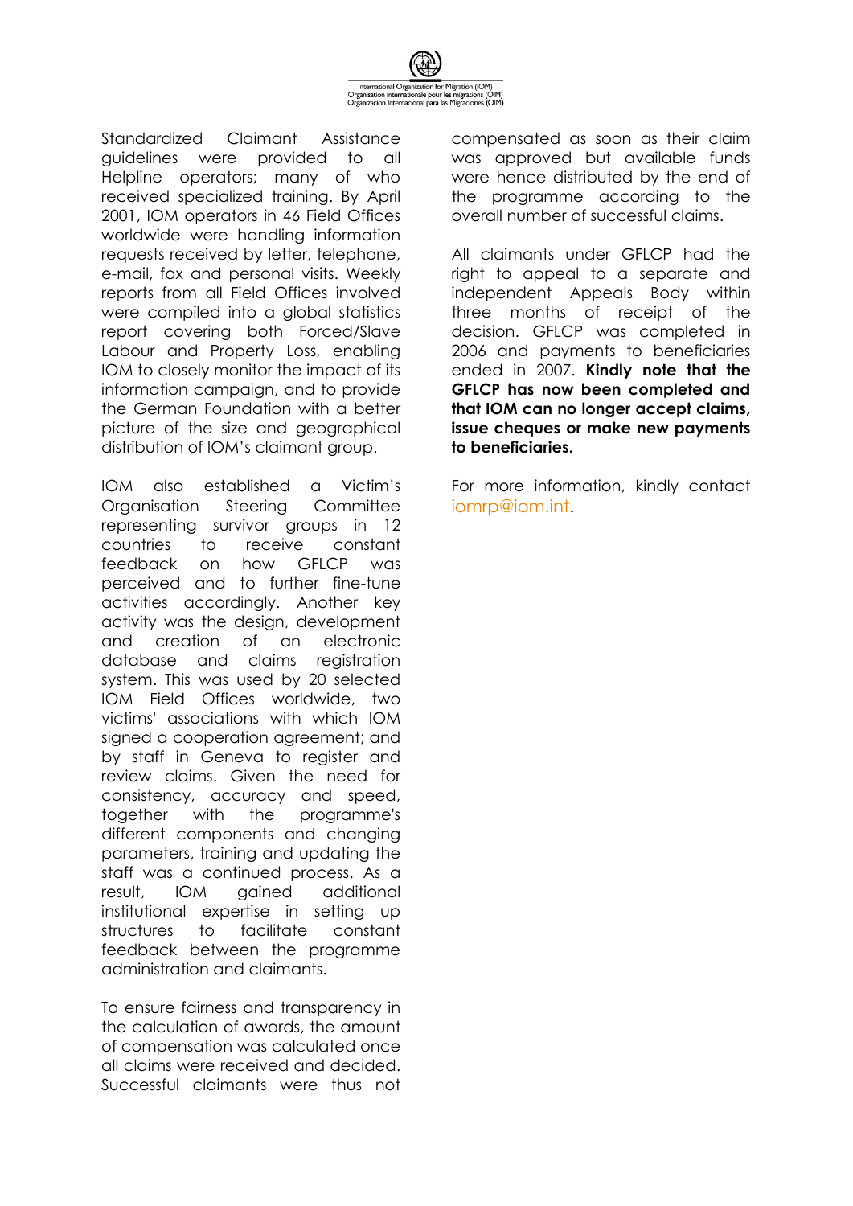Standardized Claimant Assistance guidelines were provided to all Helpline operators; many of who received specialized training. By April 2001, IOM operators in 46 Field Offices worldwide were handling information requests received by letter, telephone, e-mail, fax and personal visits. Weekly reports from all Field Offices involved were compiled into a global statistics report covering both Forced/Slave Labour and Property Loss, enabling IOM to closely monitor the impact of its information campaign, and to provide the German Foundation with a better picture of the size and geographical distribution of IOM's claimant group.

IOM also established a Victim's Organisation Steering Committee representing survivor groups in 12 countries to receive constant feedback on how GFLCP was perceived and to further fine-tune activities accordingly. Another key activity was the design, development and creation of an electronic database and claims registration system. This was used by 20 selected IOM Field Offices worldwide, two victims' associations with which IOM signed a cooperation agreement; and by staff in Geneva to register and review claims. Given the need for consistency, accuracy and speed, together with the programme's different components and changing parameters, training and updating the staff was a continued process. As a result, IOM gained additional institutional expertise in setting up structures to facilitate constant feedback between the programme administration and claimants.

To ensure fairness and transparency in the calculation of awards, the amount of compensation was calculated once all claims were received and decided. Successful claimants were thus not compensated as soon as their claim was approved but available funds were hence distributed by the end of the programme according to the overall number of successful claims.

All claimants under GFLCP had the right to appeal to a separate and independent Appeals Body within three months of receipt of the decision. GFLCP was completed in 2006 and payments to beneficiaries ended in 2007. **Kindly note that the GFLCP has now been completed and that IOM can no longer accept claims, issue cheques or make new payments to beneficiaries.**

For more information, kindly contact iomrp@iom.int.